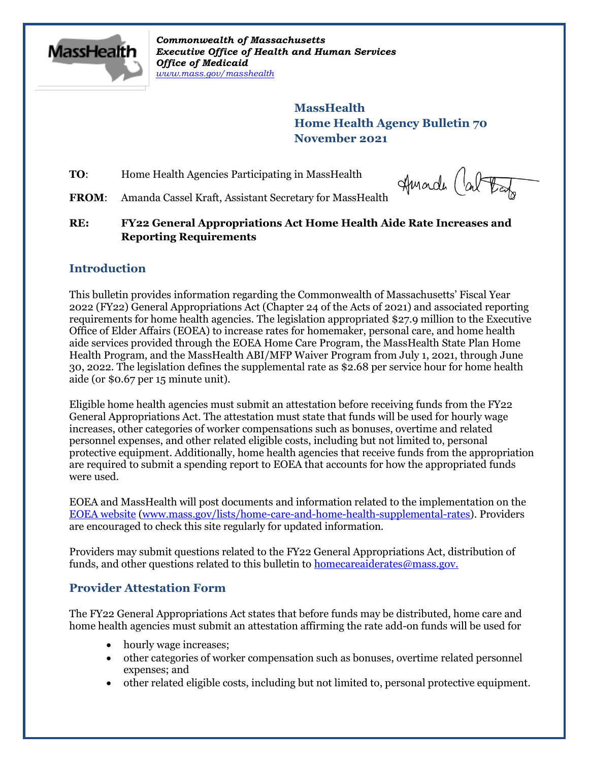*Commonwealth of Massachusetts*
*Executive Office of Health and Human Services*
*Office of Medicaid*
*www.mass.gov/masshealth*

**MassHealth**
**Home Health Agency Bulletin 70**
**November 2021**

**TO**: Home Health Agencies Participating in MassHealth

**FROM**: Amanda Cassel Kraft, Assistant Secretary for MassHealth

**RE: FY22 General Appropriations Act Home Health Aide Rate Increases and Reporting Requirements**

## Introduction

This bulletin provides information regarding the Commonwealth of Massachusetts' Fiscal Year 2022 (FY22) General Appropriations Act (Chapter 24 of the Acts of 2021) and associated reporting requirements for home health agencies. The legislation appropriated $27.9 million to the Executive Office of Elder Affairs (EOEA) to increase rates for homemaker, personal care, and home health aide services provided through the EOEA Home Care Program, the MassHealth State Plan Home Health Program, and the MassHealth ABI/MFP Waiver Program from July 1, 2021, through June 30, 2022. The legislation defines the supplemental rate as $2.68 per service hour for home health aide (or $0.67 per 15 minute unit).

Eligible home health agencies must submit an attestation before receiving funds from the FY22 General Appropriations Act. The attestation must state that funds will be used for hourly wage increases, other categories of worker compensations such as bonuses, overtime and related personnel expenses, and other related eligible costs, including but not limited to, personal protective equipment. Additionally, home health agencies that receive funds from the appropriation are required to submit a spending report to EOEA that accounts for how the appropriated funds were used.

EOEA and MassHealth will post documents and information related to the implementation on the EOEA website (www.mass.gov/lists/home-care-and-home-health-supplemental-rates). Providers are encouraged to check this site regularly for updated information.

Providers may submit questions related to the FY22 General Appropriations Act, distribution of funds, and other questions related to this bulletin to homecareaiderates@mass.gov.

## Provider Attestation Form

The FY22 General Appropriations Act states that before funds may be distributed, home care and home health agencies must submit an attestation affirming the rate add-on funds will be used for

- hourly wage increases;
- other categories of worker compensation such as bonuses, overtime related personnel expenses; and
- other related eligible costs, including but not limited to, personal protective equipment.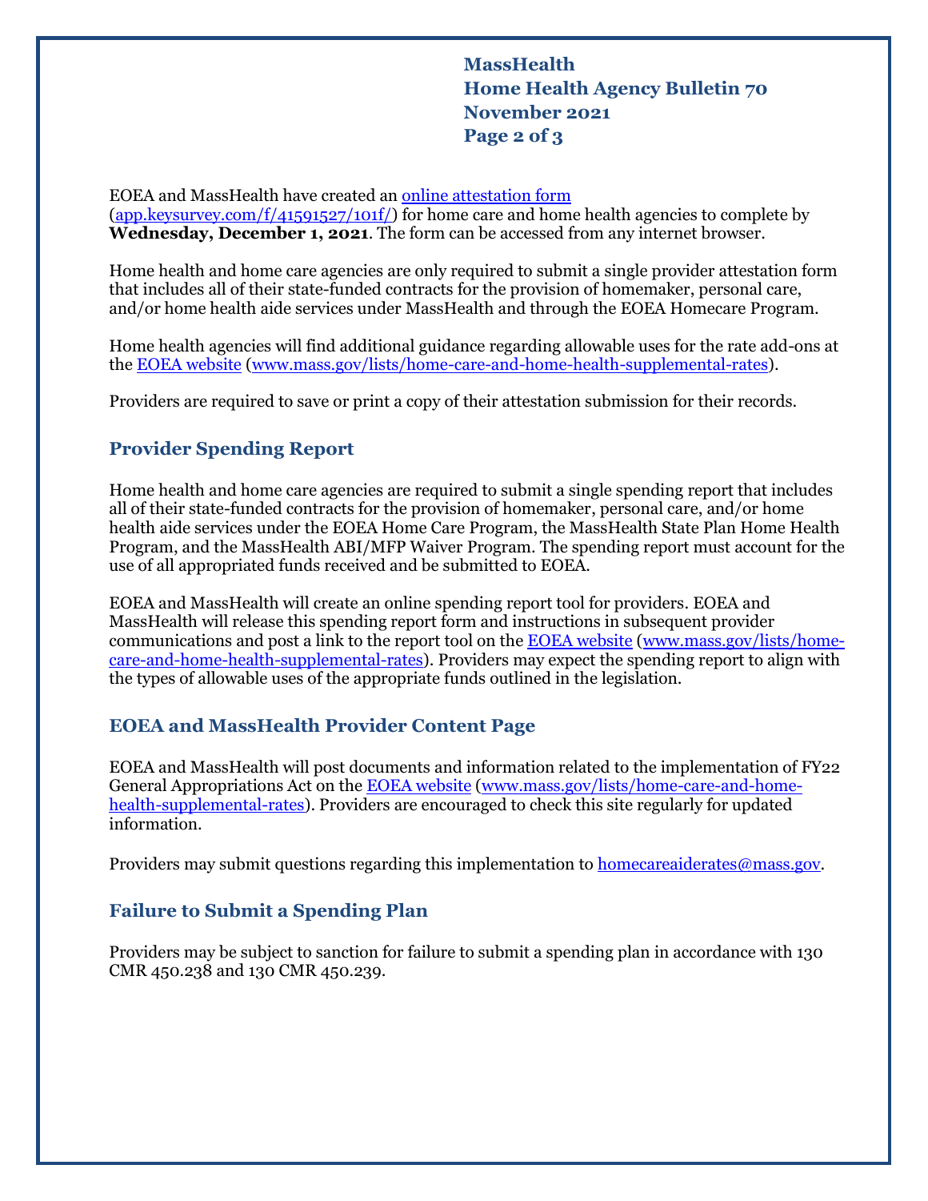EOEA and MassHealth have created an [online attestation form](app.keysurvey.com/f/41591527/101f/) (app.keysurvey.com/f/41591527/101f/) for home care and home health agencies to complete by **Wednesday, December 1, 2021**. The form can be accessed from any internet browser.

Home health and home care agencies are only required to submit a single provider attestation form that includes all of their state-funded contracts for the provision of homemaker, personal care, and/or home health aide services under MassHealth and through the EOEA Homecare Program.

Home health agencies will find additional guidance regarding allowable uses for the rate add-ons at the [EOEA website](www.mass.gov/lists/home-care-and-home-health-supplemental-rates) (www.mass.gov/lists/home-care-and-home-health-supplemental-rates).

Providers are required to save or print a copy of their attestation submission for their records.

## Provider Spending Report

Home health and home care agencies are required to submit a single spending report that includes all of their state-funded contracts for the provision of homemaker, personal care, and/or home health aide services under the EOEA Home Care Program, the MassHealth State Plan Home Health Program, and the MassHealth ABI/MFP Waiver Program. The spending report must account for the use of all appropriated funds received and be submitted to EOEA.

EOEA and MassHealth will create an online spending report tool for providers. EOEA and MassHealth will release this spending report form and instructions in subsequent provider communications and post a link to the report tool on the [EOEA website](www.mass.gov/lists/home-care-and-home-health-supplemental-rates) (www.mass.gov/lists/home-care-and-home-health-supplemental-rates). Providers may expect the spending report to align with the types of allowable uses of the appropriate funds outlined in the legislation.

## EOEA and MassHealth Provider Content Page

EOEA and MassHealth will post documents and information related to the implementation of FY22 General Appropriations Act on the [EOEA website](www.mass.gov/lists/home-care-and-home-health-supplemental-rates) (www.mass.gov/lists/home-care-and-home-health-supplemental-rates). Providers are encouraged to check this site regularly for updated information.

Providers may submit questions regarding this implementation to [homecareaiderates@mass.gov](mailto:homecareaiderates@mass.gov).

## Failure to Submit a Spending Plan

Providers may be subject to sanction for failure to submit a spending plan in accordance with 130 CMR 450.238 and 130 CMR 450.239.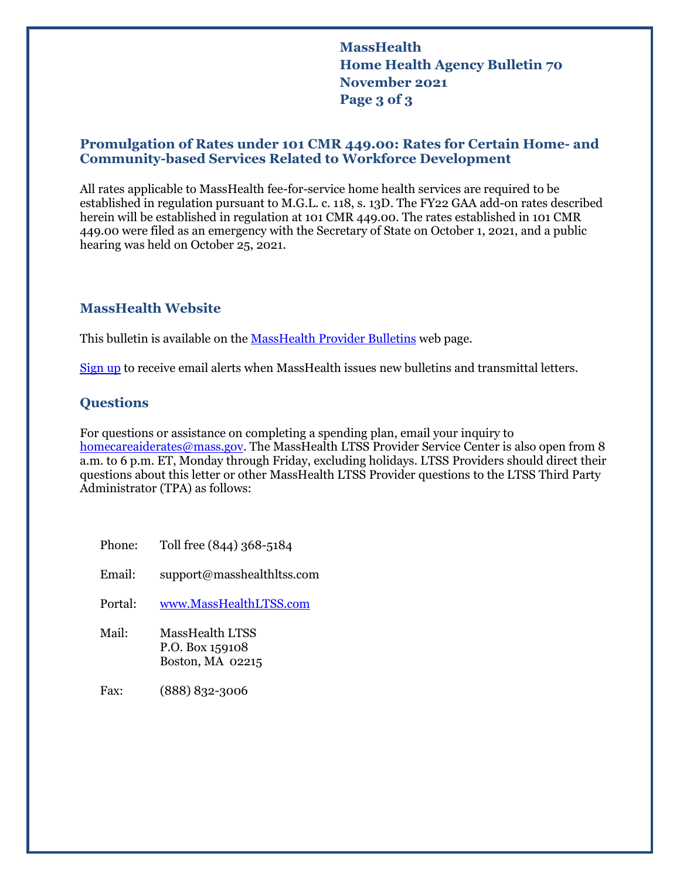## Promulgation of Rates under 101 CMR 449.00: Rates for Certain Home- and Community-based Services Related to Workforce Development

All rates applicable to MassHealth fee-for-service home health services are required to be established in regulation pursuant to M.G.L. c. 118, s. 13D. The FY22 GAA add-on rates described herein will be established in regulation at 101 CMR 449.00. The rates established in 101 CMR 449.00 were filed as an emergency with the Secretary of State on October 1, 2021, and a public hearing was held on October 25, 2021.

## MassHealth Website

This bulletin is available on the [MassHealth Provider Bulletins](https://www.mass.gov/masshealth-provider-bulletins) web page.

[Sign up](https://www.mass.gov/forms/email-notifications-for-provider-bulletins-and-transmittal-letters) to receive email alerts when MassHealth issues new bulletins and transmittal letters.

## Questions

For questions or assistance on completing a spending plan, email your inquiry to [homecareaiderates@mass.gov](mailto:homecareaiderates@mass.gov). The MassHealth LTSS Provider Service Center is also open from 8 a.m. to 6 p.m. ET, Monday through Friday, excluding holidays. LTSS Providers should direct their questions about this letter or other MassHealth LTSS Provider questions to the LTSS Third Party Administrator (TPA) as follows:

| | |
|---|---|
| Phone: | Toll free (844) 368-5184 |
| Email: | support@masshealthltss.com |
| Portal: | [www.MassHealthLTSS.com](http://www.MassHealthLTSS.com) |
| Mail: | MassHealth LTSS<br>P.O. Box 159108<br>Boston, MA 02215 |
| Fax: | (888) 832-3006 |